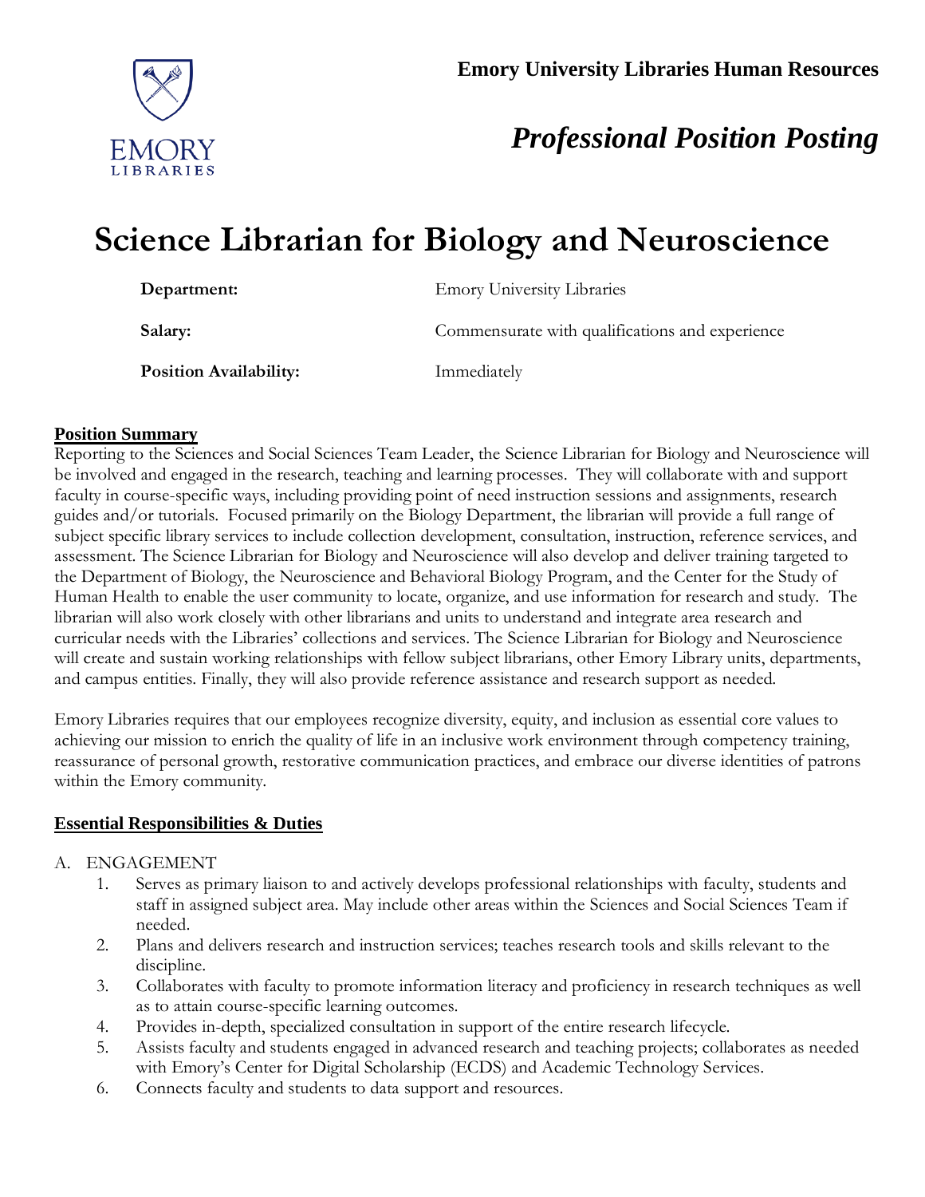**Emory University Libraries Human Resources**

***Professional Position Posting***

# Science Librarian for Biology and Neuroscience

| | |
|---|---|
| **Department:** | Emory University Libraries |
| **Salary:** | Commensurate with qualifications and experience |
| **Position Availability:** | Immediately |

## Position Summary

Reporting to the Sciences and Social Sciences Team Leader, the Science Librarian for Biology and Neuroscience will be involved and engaged in the research, teaching and learning processes. They will collaborate with and support faculty in course-specific ways, including providing point of need instruction sessions and assignments, research guides and/or tutorials. Focused primarily on the Biology Department, the librarian will provide a full range of subject specific library services to include collection development, consultation, instruction, reference services, and assessment. The Science Librarian for Biology and Neuroscience will also develop and deliver training targeted to the Department of Biology, the Neuroscience and Behavioral Biology Program, and the Center for the Study of Human Health to enable the user community to locate, organize, and use information for research and study. The librarian will also work closely with other librarians and units to understand and integrate area research and curricular needs with the Libraries' collections and services. The Science Librarian for Biology and Neuroscience will create and sustain working relationships with fellow subject librarians, other Emory Library units, departments, and campus entities. Finally, they will also provide reference assistance and research support as needed.

Emory Libraries requires that our employees recognize diversity, equity, and inclusion as essential core values to achieving our mission to enrich the quality of life in an inclusive work environment through competency training, reassurance of personal growth, restorative communication practices, and embrace our diverse identities of patrons within the Emory community.

## Essential Responsibilities & Duties

A. ENGAGEMENT

1. Serves as primary liaison to and actively develops professional relationships with faculty, students and staff in assigned subject area. May include other areas within the Sciences and Social Sciences Team if needed.
2. Plans and delivers research and instruction services; teaches research tools and skills relevant to the discipline.
3. Collaborates with faculty to promote information literacy and proficiency in research techniques as well as to attain course-specific learning outcomes.
4. Provides in-depth, specialized consultation in support of the entire research lifecycle.
5. Assists faculty and students engaged in advanced research and teaching projects; collaborates as needed with Emory's Center for Digital Scholarship (ECDS) and Academic Technology Services.
6. Connects faculty and students to data support and resources.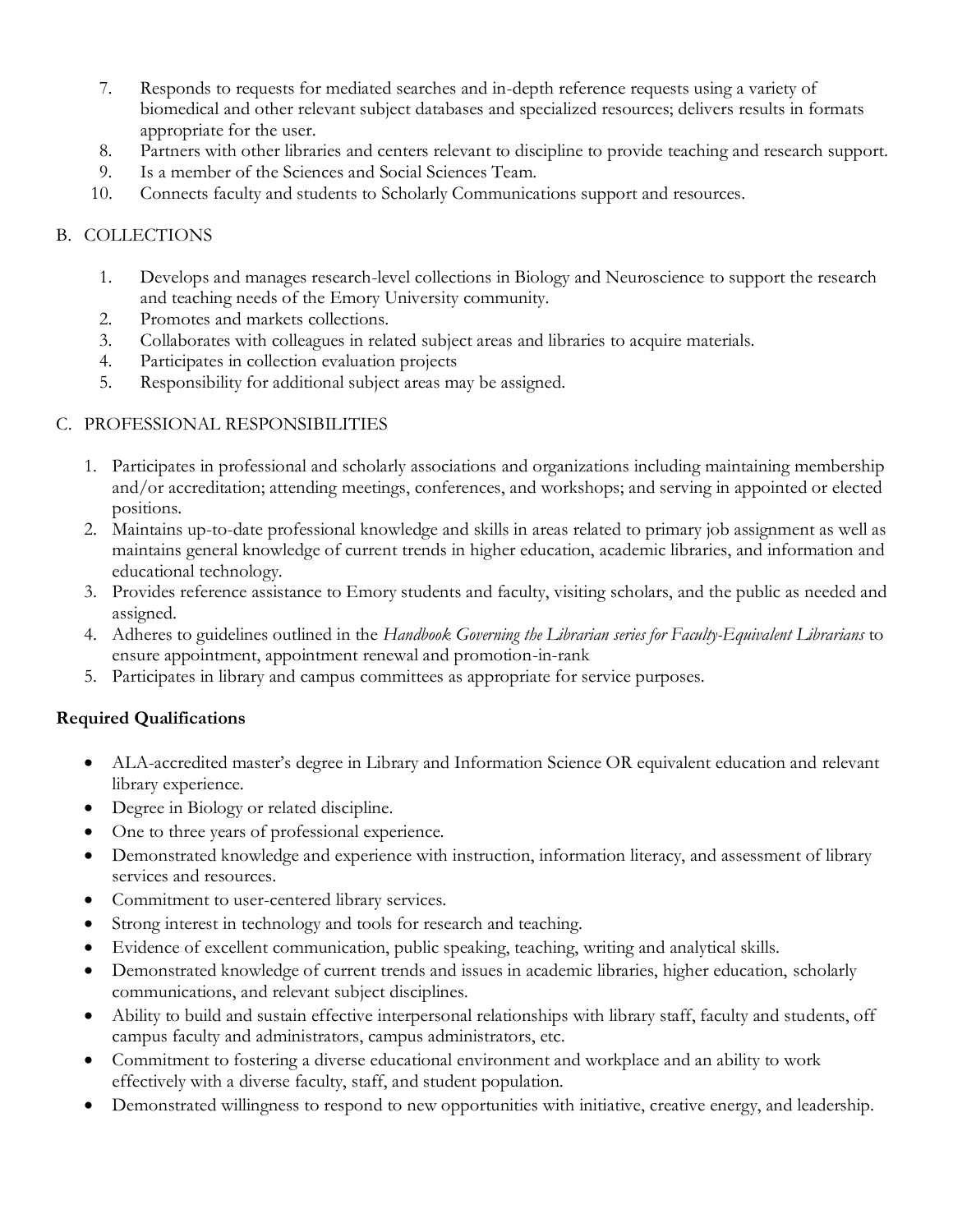7. Responds to requests for mediated searches and in-depth reference requests using a variety of biomedical and other relevant subject databases and specialized resources; delivers results in formats appropriate for the user.
8. Partners with other libraries and centers relevant to discipline to provide teaching and research support.
9. Is a member of the Sciences and Social Sciences Team.
10. Connects faculty and students to Scholarly Communications support and resources.

B. COLLECTIONS

1. Develops and manages research-level collections in Biology and Neuroscience to support the research and teaching needs of the Emory University community.
2. Promotes and markets collections.
3. Collaborates with colleagues in related subject areas and libraries to acquire materials.
4. Participates in collection evaluation projects
5. Responsibility for additional subject areas may be assigned.

C. PROFESSIONAL RESPONSIBILITIES

1. Participates in professional and scholarly associations and organizations including maintaining membership and/or accreditation; attending meetings, conferences, and workshops; and serving in appointed or elected positions.
2. Maintains up-to-date professional knowledge and skills in areas related to primary job assignment as well as maintains general knowledge of current trends in higher education, academic libraries, and information and educational technology.
3. Provides reference assistance to Emory students and faculty, visiting scholars, and the public as needed and assigned.
4. Adheres to guidelines outlined in the *Handbook Governing the Librarian series for Faculty-Equivalent Librarians* to ensure appointment, appointment renewal and promotion-in-rank
5. Participates in library and campus committees as appropriate for service purposes.

**Required Qualifications**

- ALA-accredited master's degree in Library and Information Science OR equivalent education and relevant library experience.
- Degree in Biology or related discipline.
- One to three years of professional experience.
- Demonstrated knowledge and experience with instruction, information literacy, and assessment of library services and resources.
- Commitment to user-centered library services.
- Strong interest in technology and tools for research and teaching.
- Evidence of excellent communication, public speaking, teaching, writing and analytical skills.
- Demonstrated knowledge of current trends and issues in academic libraries, higher education, scholarly communications, and relevant subject disciplines.
- Ability to build and sustain effective interpersonal relationships with library staff, faculty and students, off campus faculty and administrators, campus administrators, etc.
- Commitment to fostering a diverse educational environment and workplace and an ability to work effectively with a diverse faculty, staff, and student population.
- Demonstrated willingness to respond to new opportunities with initiative, creative energy, and leadership.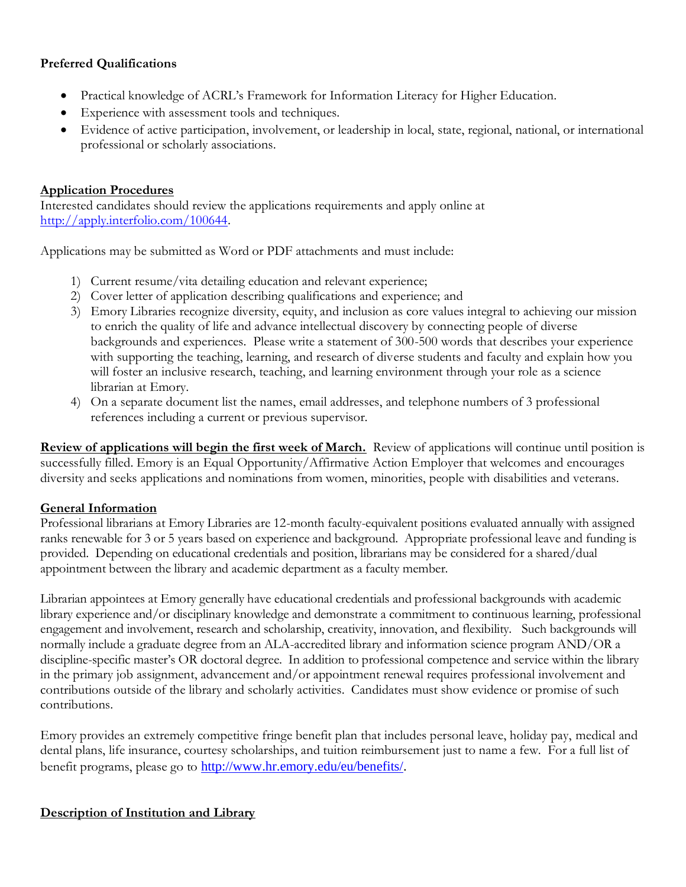**Preferred Qualifications**

- Practical knowledge of ACRL's Framework for Information Literacy for Higher Education.
- Experience with assessment tools and techniques.
- Evidence of active participation, involvement, or leadership in local, state, regional, national, or international professional or scholarly associations.

**Application Procedures**

Interested candidates should review the applications requirements and apply online at http://apply.interfolio.com/100644.

Applications may be submitted as Word or PDF attachments and must include:

1) Current resume/vita detailing education and relevant experience;
2) Cover letter of application describing qualifications and experience; and
3) Emory Libraries recognize diversity, equity, and inclusion as core values integral to achieving our mission to enrich the quality of life and advance intellectual discovery by connecting people of diverse backgrounds and experiences. Please write a statement of 300-500 words that describes your experience with supporting the teaching, learning, and research of diverse students and faculty and explain how you will foster an inclusive research, teaching, and learning environment through your role as a science librarian at Emory.
4) On a separate document list the names, email addresses, and telephone numbers of 3 professional references including a current or previous supervisor.

**Review of applications will begin the first week of March.** Review of applications will continue until position is successfully filled. Emory is an Equal Opportunity/Affirmative Action Employer that welcomes and encourages diversity and seeks applications and nominations from women, minorities, people with disabilities and veterans.

**General Information**

Professional librarians at Emory Libraries are 12-month faculty-equivalent positions evaluated annually with assigned ranks renewable for 3 or 5 years based on experience and background. Appropriate professional leave and funding is provided. Depending on educational credentials and position, librarians may be considered for a shared/dual appointment between the library and academic department as a faculty member.

Librarian appointees at Emory generally have educational credentials and professional backgrounds with academic library experience and/or disciplinary knowledge and demonstrate a commitment to continuous learning, professional engagement and involvement, research and scholarship, creativity, innovation, and flexibility. Such backgrounds will normally include a graduate degree from an ALA-accredited library and information science program AND/OR a discipline-specific master's OR doctoral degree. In addition to professional competence and service within the library in the primary job assignment, advancement and/or appointment renewal requires professional involvement and contributions outside of the library and scholarly activities. Candidates must show evidence or promise of such contributions.

Emory provides an extremely competitive fringe benefit plan that includes personal leave, holiday pay, medical and dental plans, life insurance, courtesy scholarships, and tuition reimbursement just to name a few. For a full list of benefit programs, please go to http://www.hr.emory.edu/eu/benefits/.

**Description of Institution and Library**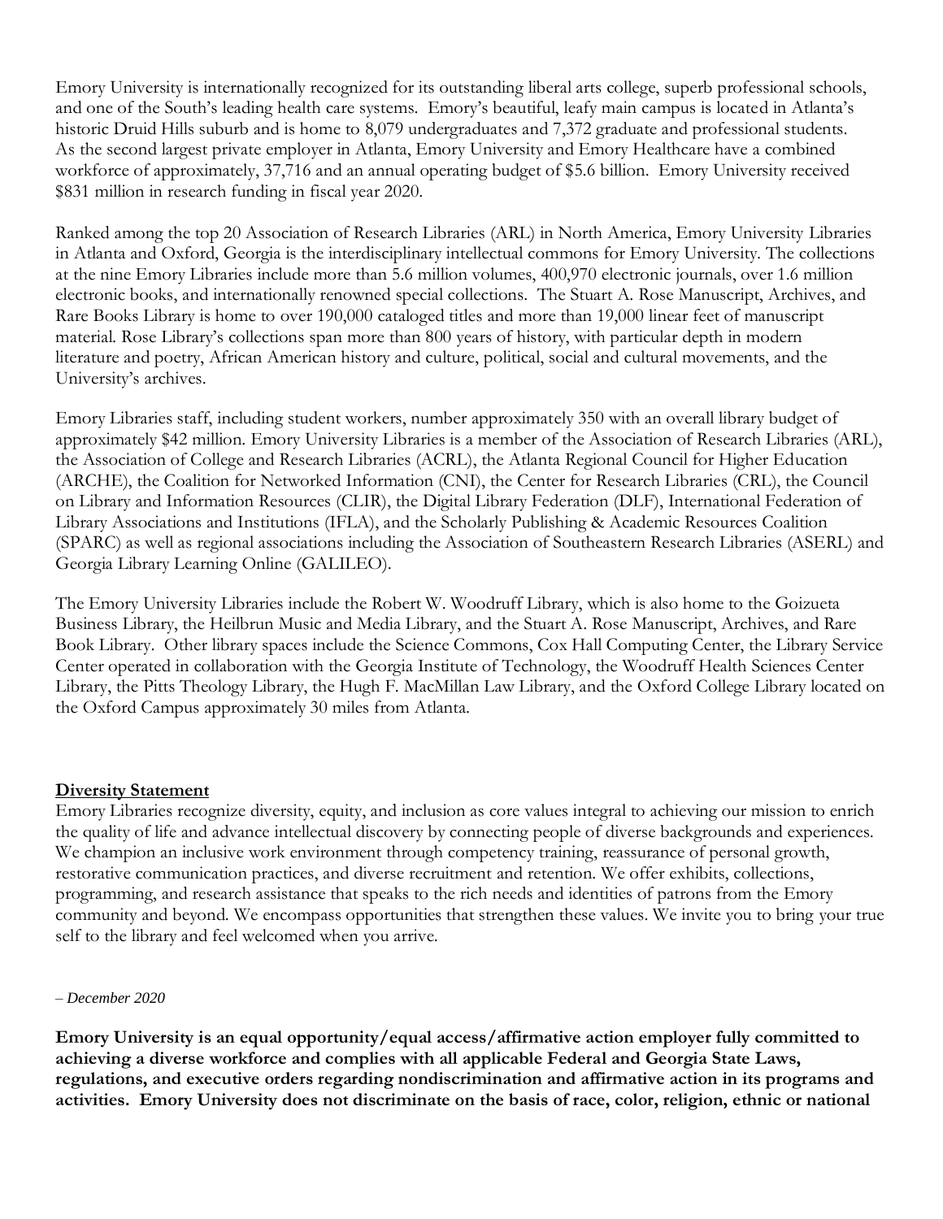Emory University is internationally recognized for its outstanding liberal arts college, superb professional schools, and one of the South's leading health care systems. Emory's beautiful, leafy main campus is located in Atlanta's historic Druid Hills suburb and is home to 8,079 undergraduates and 7,372 graduate and professional students. As the second largest private employer in Atlanta, Emory University and Emory Healthcare have a combined workforce of approximately, 37,716 and an annual operating budget of $5.6 billion. Emory University received $831 million in research funding in fiscal year 2020.

Ranked among the top 20 Association of Research Libraries (ARL) in North America, Emory University Libraries in Atlanta and Oxford, Georgia is the interdisciplinary intellectual commons for Emory University. The collections at the nine Emory Libraries include more than 5.6 million volumes, 400,970 electronic journals, over 1.6 million electronic books, and internationally renowned special collections. The Stuart A. Rose Manuscript, Archives, and Rare Books Library is home to over 190,000 cataloged titles and more than 19,000 linear feet of manuscript material. Rose Library's collections span more than 800 years of history, with particular depth in modern literature and poetry, African American history and culture, political, social and cultural movements, and the University's archives.

Emory Libraries staff, including student workers, number approximately 350 with an overall library budget of approximately $42 million. Emory University Libraries is a member of the Association of Research Libraries (ARL), the Association of College and Research Libraries (ACRL), the Atlanta Regional Council for Higher Education (ARCHE), the Coalition for Networked Information (CNI), the Center for Research Libraries (CRL), the Council on Library and Information Resources (CLIR), the Digital Library Federation (DLF), International Federation of Library Associations and Institutions (IFLA), and the Scholarly Publishing & Academic Resources Coalition (SPARC) as well as regional associations including the Association of Southeastern Research Libraries (ASERL) and Georgia Library Learning Online (GALILEO).

The Emory University Libraries include the Robert W. Woodruff Library, which is also home to the Goizueta Business Library, the Heilbrun Music and Media Library, and the Stuart A. Rose Manuscript, Archives, and Rare Book Library. Other library spaces include the Science Commons, Cox Hall Computing Center, the Library Service Center operated in collaboration with the Georgia Institute of Technology, the Woodruff Health Sciences Center Library, the Pitts Theology Library, the Hugh F. MacMillan Law Library, and the Oxford College Library located on the Oxford Campus approximately 30 miles from Atlanta.

**Diversity Statement**

Emory Libraries recognize diversity, equity, and inclusion as core values integral to achieving our mission to enrich the quality of life and advance intellectual discovery by connecting people of diverse backgrounds and experiences. We champion an inclusive work environment through competency training, reassurance of personal growth, restorative communication practices, and diverse recruitment and retention. We offer exhibits, collections, programming, and research assistance that speaks to the rich needs and identities of patrons from the Emory community and beyond. We encompass opportunities that strengthen these values. We invite you to bring your true self to the library and feel welcomed when you arrive.

*– December 2020*

**Emory University is an equal opportunity/equal access/affirmative action employer fully committed to achieving a diverse workforce and complies with all applicable Federal and Georgia State Laws, regulations, and executive orders regarding nondiscrimination and affirmative action in its programs and activities. Emory University does not discriminate on the basis of race, color, religion, ethnic or national**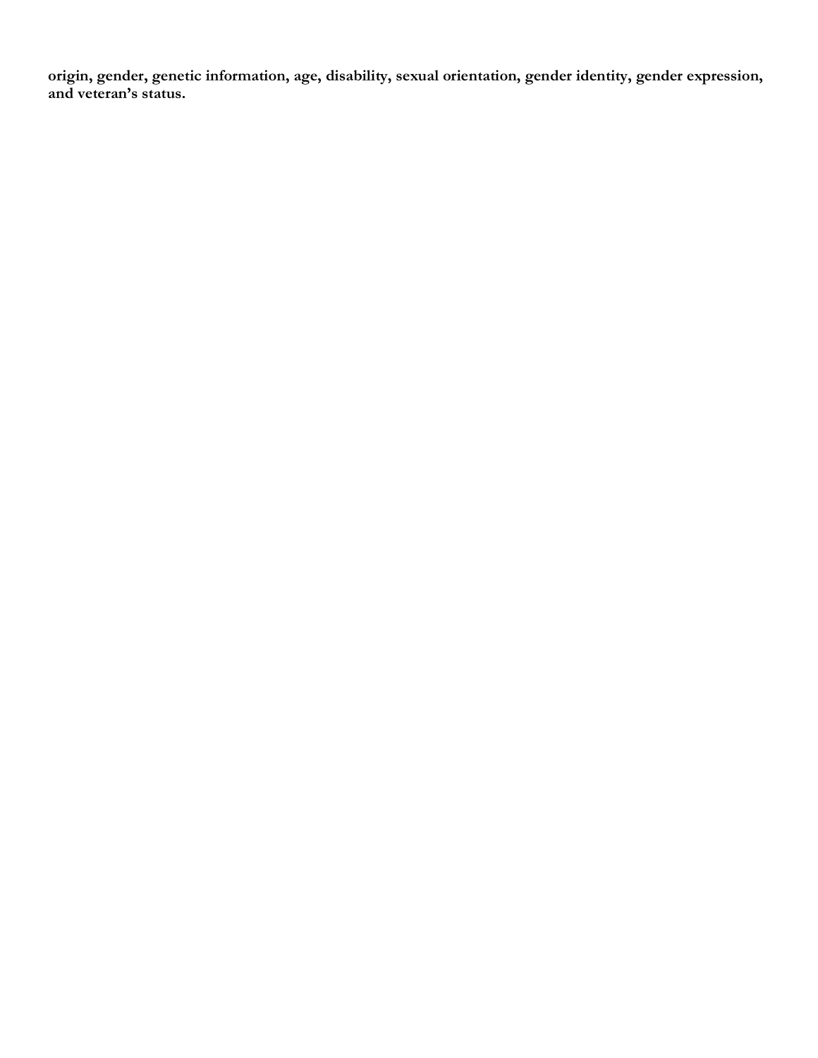**origin, gender, genetic information, age, disability, sexual orientation, gender identity, gender expression, and veteran's status.**